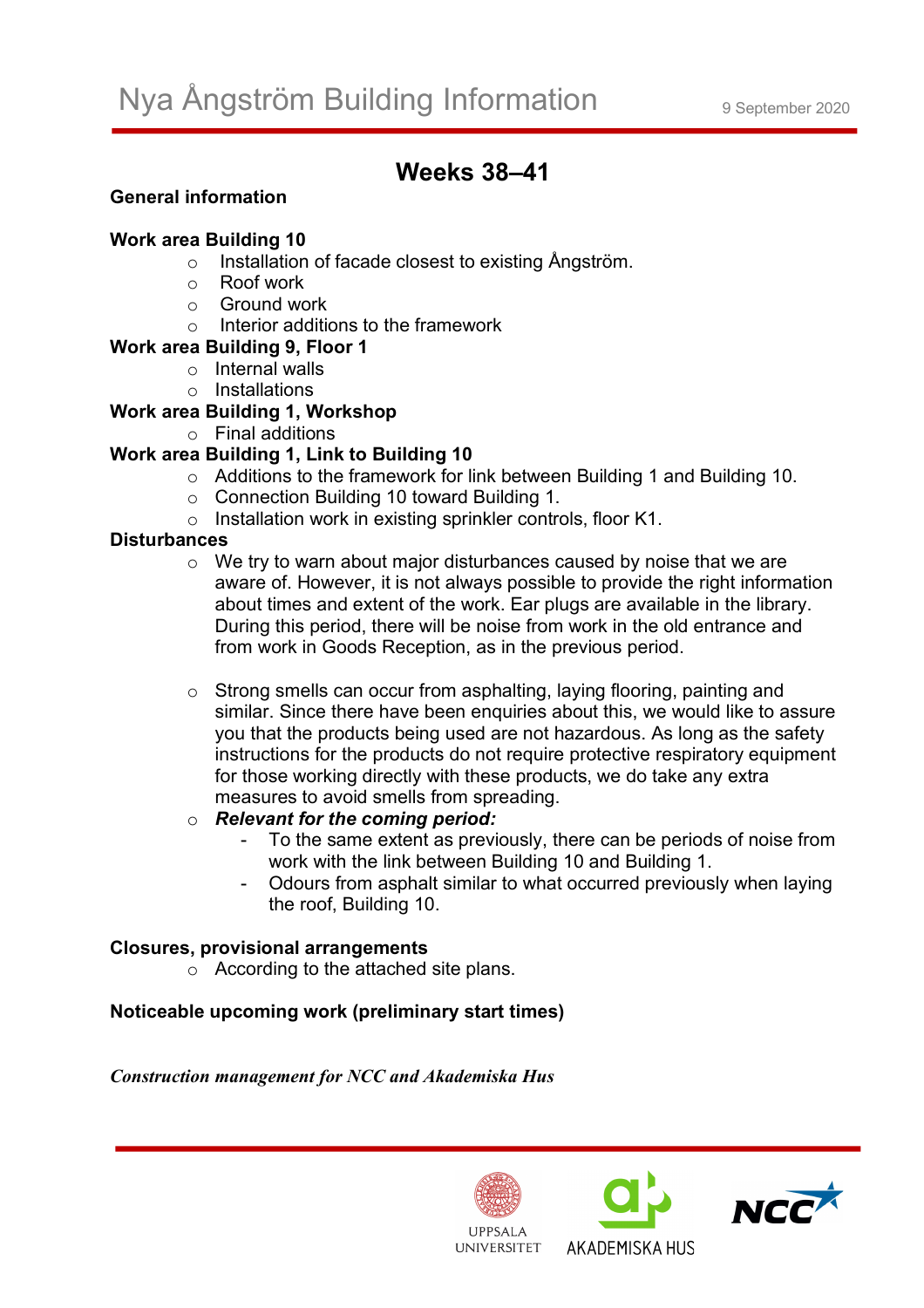# Nya Ångström Building Information

9 September 2020

## Weeks 38–41

**General information**

**Work area Building 10**

- Installation of facade closest to existing Ångström.
- Roof work
- Ground work
- Interior additions to the framework

**Work area Building 9, Floor 1**

- Internal walls
- Installations

**Work area Building 1, Workshop**

- Final additions

**Work area Building 1, Link to Building 10**

- Additions to the framework for link between Building 1 and Building 10.
- Connection Building 10 toward Building 1.
- Installation work in existing sprinkler controls, floor K1.

**Disturbances**

- We try to warn about major disturbances caused by noise that we are aware of. However, it is not always possible to provide the right information about times and extent of the work. Ear plugs are available in the library. During this period, there will be noise from work in the old entrance and from work in Goods Reception, as in the previous period.

- Strong smells can occur from asphalting, laying flooring, painting and similar. Since there have been enquiries about this, we would like to assure you that the products being used are not hazardous. As long as the safety instructions for the products do not require protective respiratory equipment for those working directly with these products, we do take any extra measures to avoid smells from spreading.
- ***Relevant for the coming period:***
  - To the same extent as previously, there can be periods of noise from work with the link between Building 10 and Building 1.
  - Odours from asphalt similar to what occurred previously when laying the roof, Building 10.

**Closures, provisional arrangements**

- According to the attached site plans.

**Noticeable upcoming work (preliminary start times)**

***Construction management for NCC and Akademiska Hus***

UPPSALA UNIVERSITET · AKADEMISKA HUS · NCC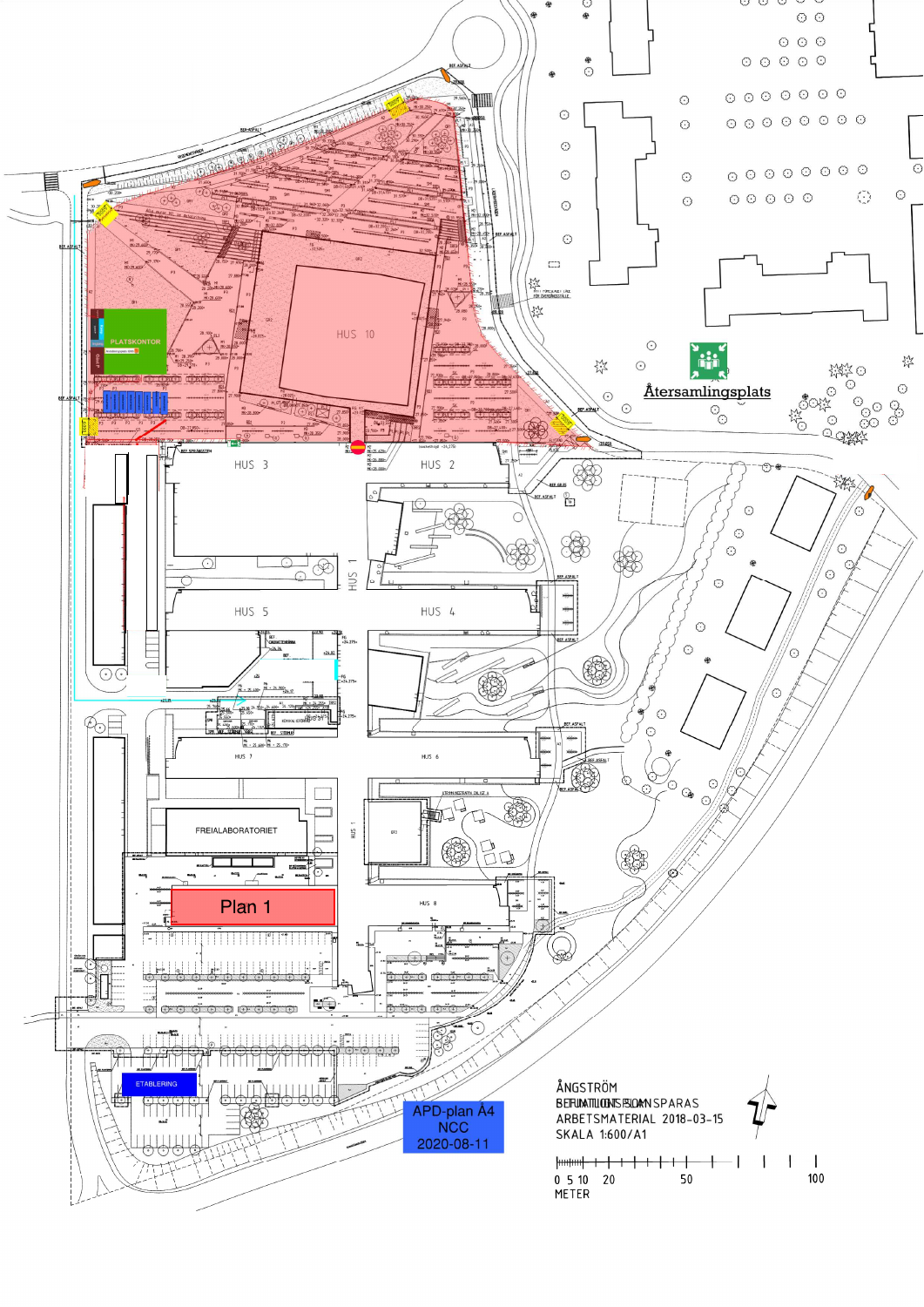PLATSKONTOR

HUS 10

Återsamlingsplats

HUS 3

HUS 2

HUS 1

HUS 5

HUS 4

HUS 7

HUS 6

FREIALABORATORIET

Plan 1

HUS 8

ETABLERING

APD-plan A4
NCC
2020-08-11

ÅNGSTRÖM
BEFINTLIGT SOM SPARAS
ARBETSMATERIAL 2018-03-15
SKALA 1:600/A1

0 5 10 20 50 100
METER